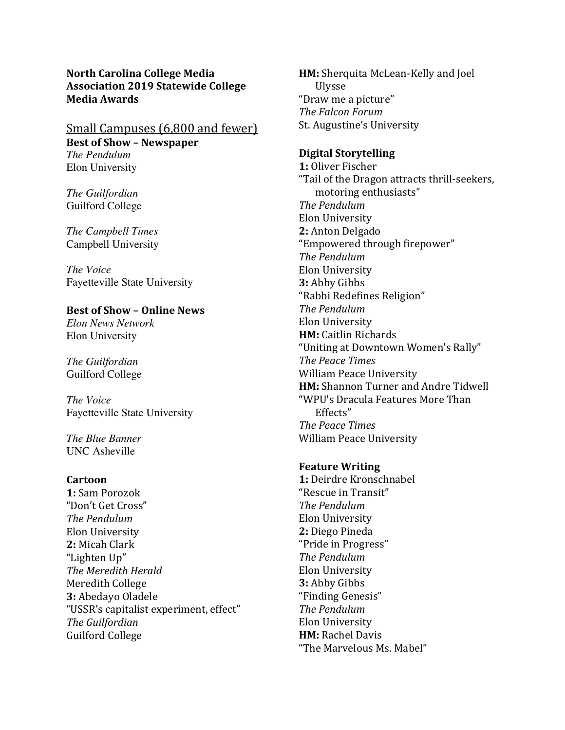**North Carolina College Media Association 2019 Statewide College Media Awards**

## Small Campuses (6,800 and fewer)

### Best of Show – Newspaper

*The Pendulum*
Elon University

*The Guilfordian*
Guilford College

*The Campbell Times*
Campbell University

*The Voice*
Fayetteville State University

### Best of Show – Online News

*Elon News Network*
Elon University

*The Guilfordian*
Guilford College

*The Voice*
Fayetteville State University

*The Blue Banner*
UNC Asheville

### Cartoon

**1:** Sam Porozok
"Don't Get Cross"
*The Pendulum*
Elon University
**2:** Micah Clark
"Lighten Up"
*The Meredith Herald*
Meredith College
**3:** Abedayo Oladele
"USSR's capitalist experiment, effect"
*The Guilfordian*
Guilford College
**HM:** Sherquita McLean-Kelly and Joel Ulysse
"Draw me a picture"
*The Falcon Forum*
St. Augustine's University

### Digital Storytelling

**1:** Oliver Fischer
"Tail of the Dragon attracts thrill-seekers, motoring enthusiasts"
*The Pendulum*
Elon University
**2:** Anton Delgado
"Empowered through firepower"
*The Pendulum*
Elon University
**3:** Abby Gibbs
"Rabbi Redefines Religion"
*The Pendulum*
Elon University
**HM:** Caitlin Richards
"Uniting at Downtown Women's Rally"
*The Peace Times*
William Peace University
**HM:** Shannon Turner and Andre Tidwell
"WPU's Dracula Features More Than Effects"
*The Peace Times*
William Peace University

### Feature Writing

**1:** Deirdre Kronschnabel
"Rescue in Transit"
*The Pendulum*
Elon University
**2:** Diego Pineda
"Pride in Progress"
*The Pendulum*
Elon University
**3:** Abby Gibbs
"Finding Genesis"
*The Pendulum*
Elon University
**HM:** Rachel Davis
"The Marvelous Ms. Mabel"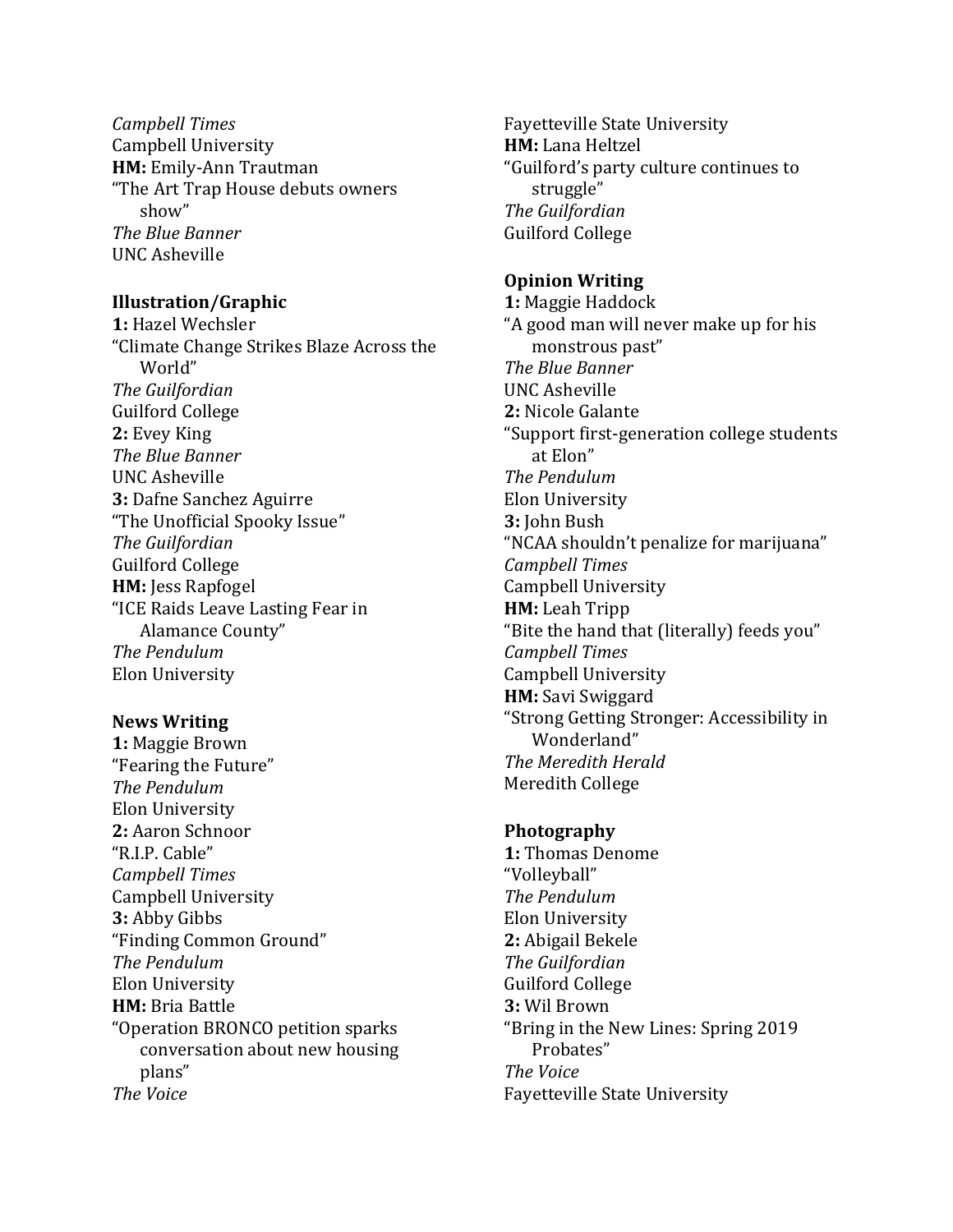*Campbell Times*
Campbell University
**HM:** Emily-Ann Trautman
"The Art Trap House debuts owners show"
*The Blue Banner*
UNC Asheville

### Illustration/Graphic

**1:** Hazel Wechsler
"Climate Change Strikes Blaze Across the World"
*The Guilfordian*
Guilford College
**2:** Evey King
*The Blue Banner*
UNC Asheville
**3:** Dafne Sanchez Aguirre
"The Unofficial Spooky Issue"
*The Guilfordian*
Guilford College
**HM:** Jess Rapfogel
"ICE Raids Leave Lasting Fear in Alamance County"
*The Pendulum*
Elon University

### News Writing

**1:** Maggie Brown
"Fearing the Future"
*The Pendulum*
Elon University
**2:** Aaron Schnoor
"R.I.P. Cable"
*Campbell Times*
Campbell University
**3:** Abby Gibbs
"Finding Common Ground"
*The Pendulum*
Elon University
**HM:** Bria Battle
"Operation BRONCO petition sparks conversation about new housing plans"
*The Voice*
Fayetteville State University
**HM:** Lana Heltzel
"Guilford's party culture continues to struggle"
*The Guilfordian*
Guilford College

### Opinion Writing

**1:** Maggie Haddock
"A good man will never make up for his monstrous past"
*The Blue Banner*
UNC Asheville
**2:** Nicole Galante
"Support first-generation college students at Elon"
*The Pendulum*
Elon University
**3:** John Bush
"NCAA shouldn't penalize for marijuana"
*Campbell Times*
Campbell University
**HM:** Leah Tripp
"Bite the hand that (literally) feeds you"
*Campbell Times*
Campbell University
**HM:** Savi Swiggard
"Strong Getting Stronger: Accessibility in Wonderland"
*The Meredith Herald*
Meredith College

### Photography

**1:** Thomas Denome
"Volleyball"
*The Pendulum*
Elon University
**2:** Abigail Bekele
*The Guilfordian*
Guilford College
**3:** Wil Brown
"Bring in the New Lines: Spring 2019 Probates"
*The Voice*
Fayetteville State University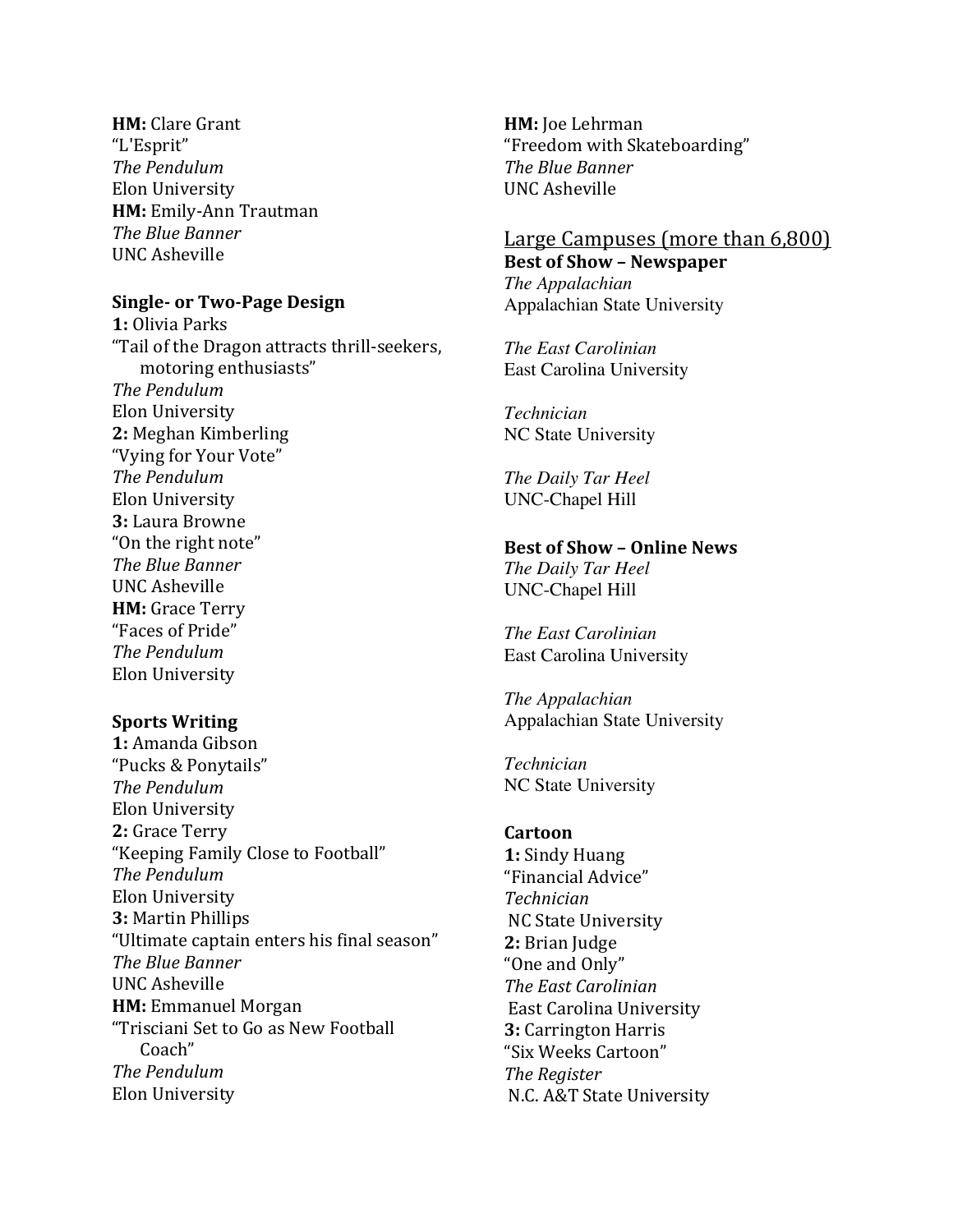**HM:** Clare Grant
"L'Esprit"
*The Pendulum*
Elon University
**HM:** Emily-Ann Trautman
*The Blue Banner*
UNC Asheville

**Single- or Two-Page Design**
**1:** Olivia Parks
"Tail of the Dragon attracts thrill-seekers, motoring enthusiasts"
*The Pendulum*
Elon University
**2:** Meghan Kimberling
"Vying for Your Vote"
*The Pendulum*
Elon University
**3:** Laura Browne
"On the right note"
*The Blue Banner*
UNC Asheville
**HM:** Grace Terry
"Faces of Pride"
*The Pendulum*
Elon University

**Sports Writing**
**1:** Amanda Gibson
"Pucks & Ponytails"
*The Pendulum*
Elon University
**2:** Grace Terry
"Keeping Family Close to Football"
*The Pendulum*
Elon University
**3:** Martin Phillips
"Ultimate captain enters his final season"
*The Blue Banner*
UNC Asheville
**HM:** Emmanuel Morgan
"Trisciani Set to Go as New Football Coach"
*The Pendulum*
Elon University

**HM:** Joe Lehrman
"Freedom with Skateboarding"
*The Blue Banner*
UNC Asheville

## Large Campuses (more than 6,800)

**Best of Show – Newspaper**
*The Appalachian*
Appalachian State University

*The East Carolinian*
East Carolina University

*Technician*
NC State University

*The Daily Tar Heel*
UNC-Chapel Hill

**Best of Show – Online News**
*The Daily Tar Heel*
UNC-Chapel Hill

*The East Carolinian*
East Carolina University

*The Appalachian*
Appalachian State University

*Technician*
NC State University

**Cartoon**
**1:** Sindy Huang
"Financial Advice"
*Technician*
NC State University
**2:** Brian Judge
"One and Only"
*The East Carolinian*
East Carolina University
**3:** Carrington Harris
"Six Weeks Cartoon"
*The Register*
N.C. A&T State University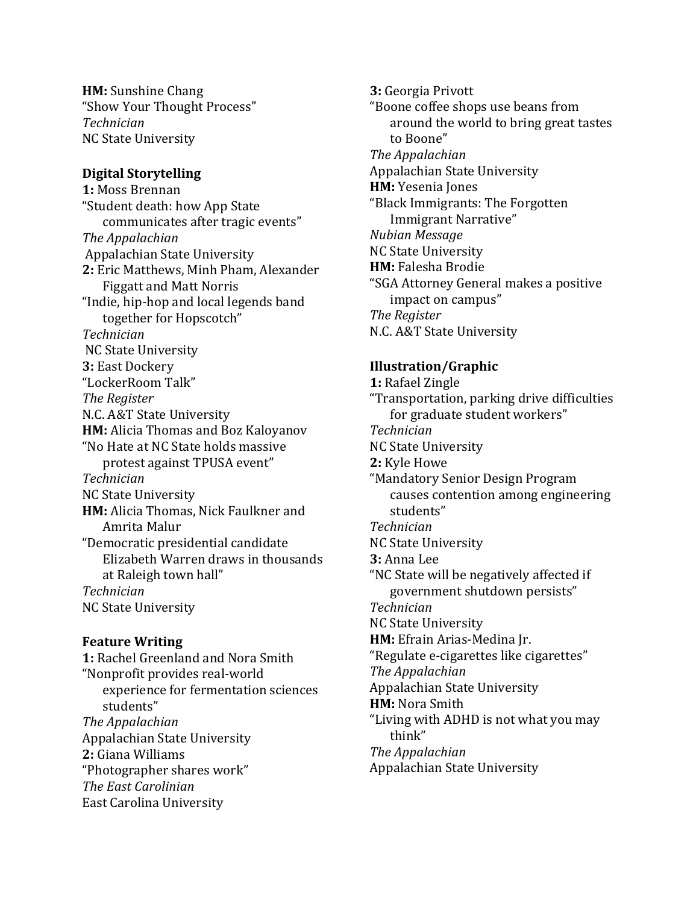**HM:** Sunshine Chang
"Show Your Thought Process"
*Technician*
NC State University

**Digital Storytelling**

**1:** Moss Brennan
"Student death: how App State communicates after tragic events"
*The Appalachian*
Appalachian State University

**2:** Eric Matthews, Minh Pham, Alexander Figgatt and Matt Norris
"Indie, hip-hop and local legends band together for Hopscotch"
*Technician*
NC State University

**3:** East Dockery
"LockerRoom Talk"
*The Register*
N.C. A&T State University

**HM:** Alicia Thomas and Boz Kaloyanov
"No Hate at NC State holds massive protest against TPUSA event"
*Technician*
NC State University

**HM:** Alicia Thomas, Nick Faulkner and Amrita Malur
"Democratic presidential candidate Elizabeth Warren draws in thousands at Raleigh town hall"
*Technician*
NC State University

**Feature Writing**

**1:** Rachel Greenland and Nora Smith
"Nonprofit provides real-world experience for fermentation sciences students"
*The Appalachian*
Appalachian State University

**2:** Giana Williams
"Photographer shares work"
*The East Carolinian*
East Carolina University

**3:** Georgia Privott
"Boone coffee shops use beans from around the world to bring great tastes to Boone"
*The Appalachian*
Appalachian State University

**HM:** Yesenia Jones
"Black Immigrants: The Forgotten Immigrant Narrative"
*Nubian Message*
NC State University

**HM:** Falesha Brodie
"SGA Attorney General makes a positive impact on campus"
*The Register*
N.C. A&T State University

**Illustration/Graphic**

**1:** Rafael Zingle
"Transportation, parking drive difficulties for graduate student workers"
*Technician*
NC State University

**2:** Kyle Howe
"Mandatory Senior Design Program causes contention among engineering students"
*Technician*
NC State University

**3:** Anna Lee
"NC State will be negatively affected if government shutdown persists"
*Technician*
NC State University

**HM:** Efrain Arias-Medina Jr.
"Regulate e-cigarettes like cigarettes"
*The Appalachian*
Appalachian State University

**HM:** Nora Smith
"Living with ADHD is not what you may think"
*The Appalachian*
Appalachian State University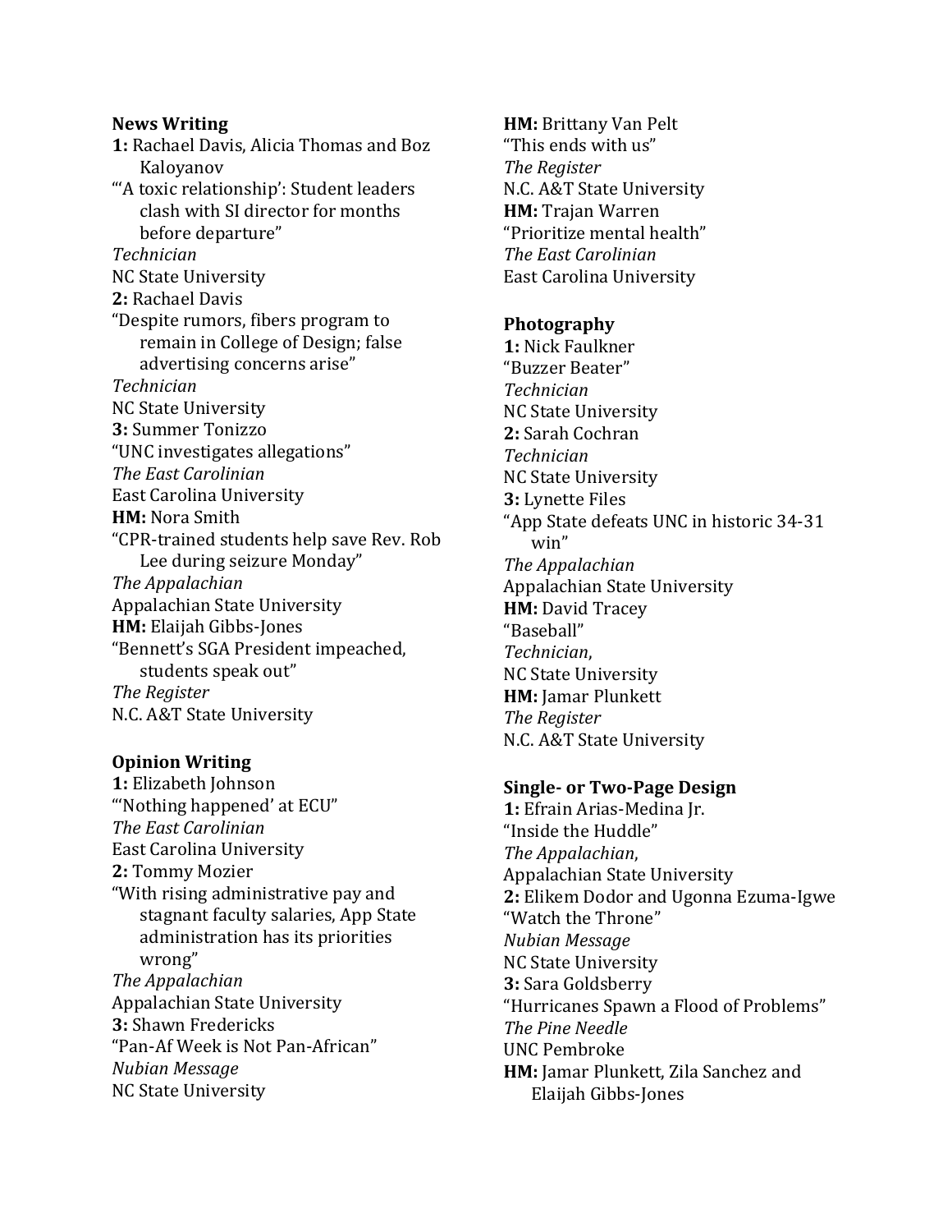**News Writing**

**1:** Rachael Davis, Alicia Thomas and Boz Kaloyanov
"'A toxic relationship': Student leaders clash with SI director for months before departure"
*Technician*
NC State University

**2:** Rachael Davis
"Despite rumors, fibers program to remain in College of Design; false advertising concerns arise"
*Technician*
NC State University

**3:** Summer Tonizzo
"UNC investigates allegations"
*The East Carolinian*
East Carolina University

**HM:** Nora Smith
"CPR-trained students help save Rev. Rob Lee during seizure Monday"
*The Appalachian*
Appalachian State University

**HM:** Elaijah Gibbs-Jones
"Bennett's SGA President impeached, students speak out"
*The Register*
N.C. A&T State University

**Opinion Writing**

**1:** Elizabeth Johnson
"'Nothing happened' at ECU"
*The East Carolinian*
East Carolina University

**2:** Tommy Mozier
"With rising administrative pay and stagnant faculty salaries, App State administration has its priorities wrong"
*The Appalachian*
Appalachian State University

**3:** Shawn Fredericks
"Pan-Af Week is Not Pan-African"
*Nubian Message*
NC State University

**HM:** Brittany Van Pelt
"This ends with us"
*The Register*
N.C. A&T State University

**HM:** Trajan Warren
"Prioritize mental health"
*The East Carolinian*
East Carolina University

**Photography**

**1:** Nick Faulkner
"Buzzer Beater"
*Technician*
NC State University

**2:** Sarah Cochran
*Technician*
NC State University

**3:** Lynette Files
"App State defeats UNC in historic 34-31 win"
*The Appalachian*
Appalachian State University

**HM:** David Tracey
"Baseball"
*Technician*,
NC State University

**HM:** Jamar Plunkett
*The Register*
N.C. A&T State University

**Single- or Two-Page Design**

**1:** Efrain Arias-Medina Jr.
"Inside the Huddle"
*The Appalachian*,
Appalachian State University

**2:** Elikem Dodor and Ugonna Ezuma-Igwe
"Watch the Throne"
*Nubian Message*
NC State University

**3:** Sara Goldsberry
"Hurricanes Spawn a Flood of Problems"
*The Pine Needle*
UNC Pembroke

**HM:** Jamar Plunkett, Zila Sanchez and Elaijah Gibbs-Jones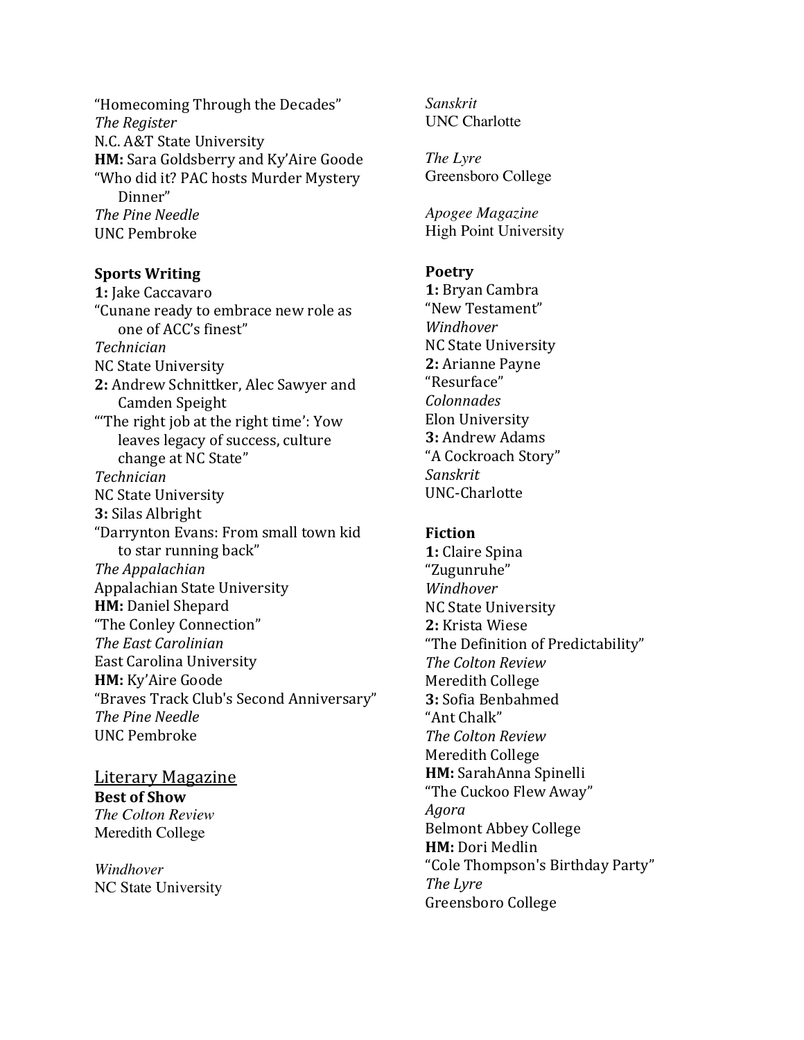"Homecoming Through the Decades"
*The Register*
N.C. A&T State University
**HM:** Sara Goldsberry and Ky'Aire Goode
"Who did it? PAC hosts Murder Mystery Dinner"
*The Pine Needle*
UNC Pembroke

**Sports Writing**
**1:** Jake Caccavaro
"Cunane ready to embrace new role as one of ACC's finest"
*Technician*
NC State University
**2:** Andrew Schnittker, Alec Sawyer and Camden Speight
"'The right job at the right time': Yow leaves legacy of success, culture change at NC State"
*Technician*
NC State University
**3:** Silas Albright
"Darrynton Evans: From small town kid to star running back"
*The Appalachian*
Appalachian State University
**HM:** Daniel Shepard
"The Conley Connection"
*The East Carolinian*
East Carolina University
**HM:** Ky'Aire Goode
"Braves Track Club's Second Anniversary"
*The Pine Needle*
UNC Pembroke

## Literary Magazine

**Best of Show**
*The Colton Review*
Meredith College

*Windhover*
NC State University

*Sanskrit*
UNC Charlotte

*The Lyre*
Greensboro College

*Apogee Magazine*
High Point University

**Poetry**
**1:** Bryan Cambra
"New Testament"
*Windhover*
NC State University
**2:** Arianne Payne
"Resurface"
*Colonnades*
Elon University
**3:** Andrew Adams
"A Cockroach Story"
*Sanskrit*
UNC-Charlotte

**Fiction**
**1:** Claire Spina
"Zugunruhe"
*Windhover*
NC State University
**2:** Krista Wiese
"The Definition of Predictability"
*The Colton Review*
Meredith College
**3:** Sofia Benbahmed
"Ant Chalk"
*The Colton Review*
Meredith College
**HM:** SarahAnna Spinelli
"The Cuckoo Flew Away"
*Agora*
Belmont Abbey College
**HM:** Dori Medlin
"Cole Thompson's Birthday Party"
*The Lyre*
Greensboro College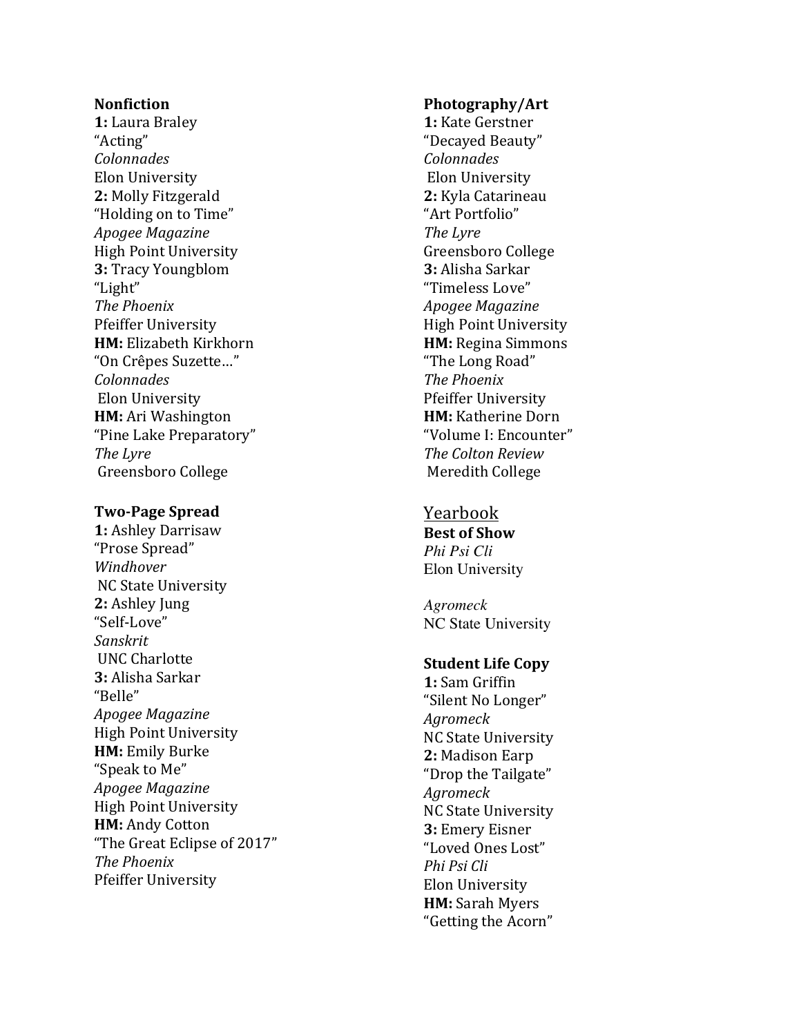**Nonfiction**

**1:** Laura Braley
"Acting"
*Colonnades*
Elon University

**2:** Molly Fitzgerald
"Holding on to Time"
*Apogee Magazine*
High Point University

**3:** Tracy Youngblom
"Light"
*The Phoenix*
Pfeiffer University

**HM:** Elizabeth Kirkhorn
"On Crêpes Suzette…"
*Colonnades*
Elon University

**HM:** Ari Washington
"Pine Lake Preparatory"
*The Lyre*
Greensboro College

**Two-Page Spread**

**1:** Ashley Darrisaw
"Prose Spread"
*Windhover*
NC State University

**2:** Ashley Jung
"Self-Love"
*Sanskrit*
UNC Charlotte

**3:** Alisha Sarkar
"Belle"
*Apogee Magazine*
High Point University

**HM:** Emily Burke
"Speak to Me"
*Apogee Magazine*
High Point University

**HM:** Andy Cotton
"The Great Eclipse of 2017"
*The Phoenix*
Pfeiffer University

**Photography/Art**

**1:** Kate Gerstner
"Decayed Beauty"
*Colonnades*
Elon University

**2:** Kyla Catarineau
"Art Portfolio"
*The Lyre*
Greensboro College

**3:** Alisha Sarkar
"Timeless Love"
*Apogee Magazine*
High Point University

**HM:** Regina Simmons
"The Long Road"
*The Phoenix*
Pfeiffer University

**HM:** Katherine Dorn
"Volume I: Encounter"
*The Colton Review*
Meredith College

## Yearbook

**Best of Show**

*Phi Psi Cli*
Elon University

*Agromeck*
NC State University

**Student Life Copy**

**1:** Sam Griffin
"Silent No Longer"
*Agromeck*
NC State University

**2:** Madison Earp
"Drop the Tailgate"
*Agromeck*
NC State University

**3:** Emery Eisner
"Loved Ones Lost"
*Phi Psi Cli*
Elon University

**HM:** Sarah Myers
"Getting the Acorn"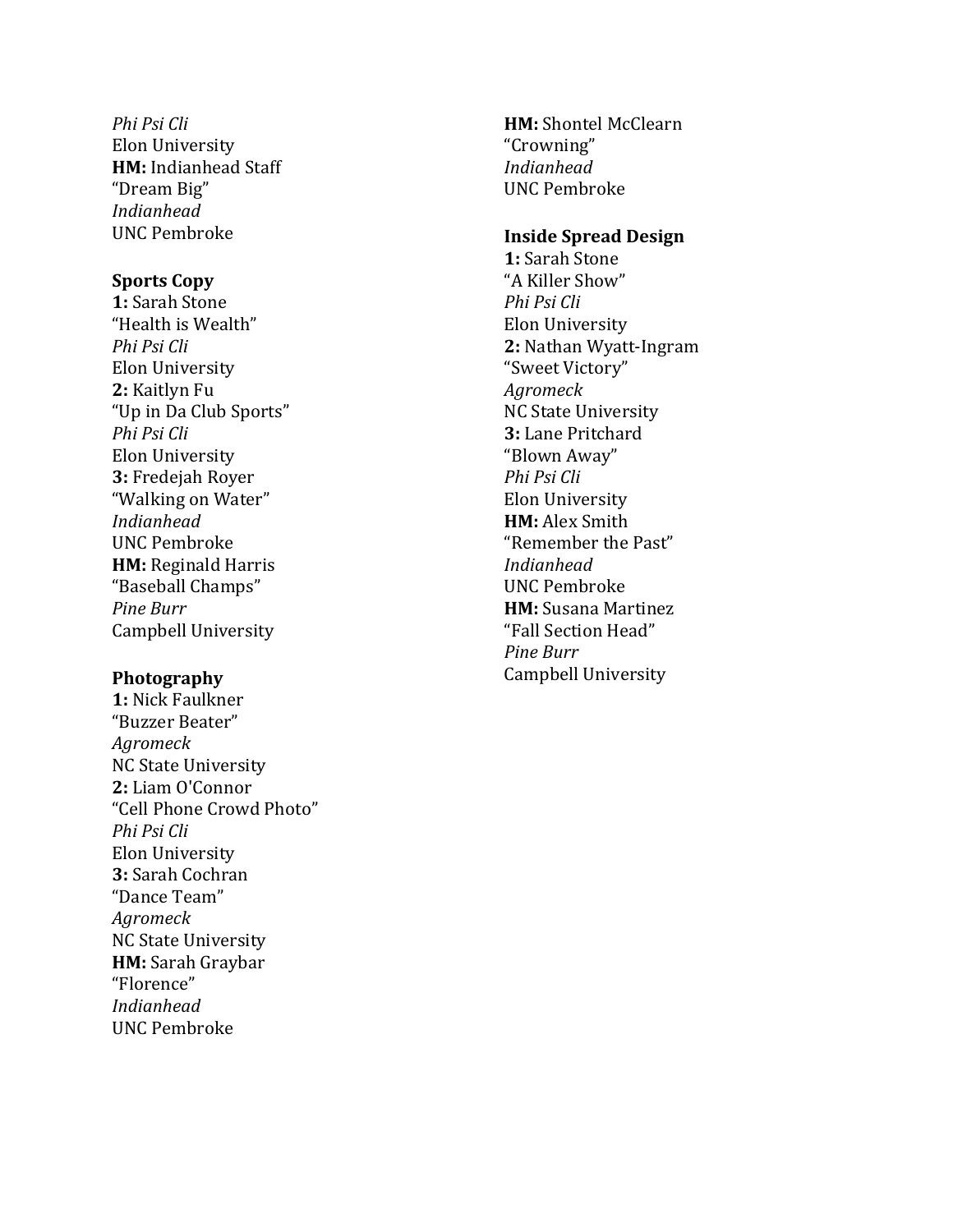*Phi Psi Cli*
Elon University
**HM:** Indianhead Staff
"Dream Big"
*Indianhead*
UNC Pembroke

**Sports Copy**
**1:** Sarah Stone
"Health is Wealth"
*Phi Psi Cli*
Elon University
**2:** Kaitlyn Fu
"Up in Da Club Sports"
*Phi Psi Cli*
Elon University
**3:** Fredejah Royer
"Walking on Water"
*Indianhead*
UNC Pembroke
**HM:** Reginald Harris
"Baseball Champs"
*Pine Burr*
Campbell University

**Photography**
**1:** Nick Faulkner
"Buzzer Beater"
*Agromeck*
NC State University
**2:** Liam O'Connor
"Cell Phone Crowd Photo"
*Phi Psi Cli*
Elon University
**3:** Sarah Cochran
"Dance Team"
*Agromeck*
NC State University
**HM:** Sarah Graybar
"Florence"
*Indianhead*
UNC Pembroke
**HM:** Shontel McClearn
"Crowning"
*Indianhead*
UNC Pembroke

**Inside Spread Design**
**1:** Sarah Stone
"A Killer Show"
*Phi Psi Cli*
Elon University
**2:** Nathan Wyatt-Ingram
"Sweet Victory"
*Agromeck*
NC State University
**3:** Lane Pritchard
"Blown Away"
*Phi Psi Cli*
Elon University
**HM:** Alex Smith
"Remember the Past"
*Indianhead*
UNC Pembroke
**HM:** Susana Martinez
"Fall Section Head"
*Pine Burr*
Campbell University